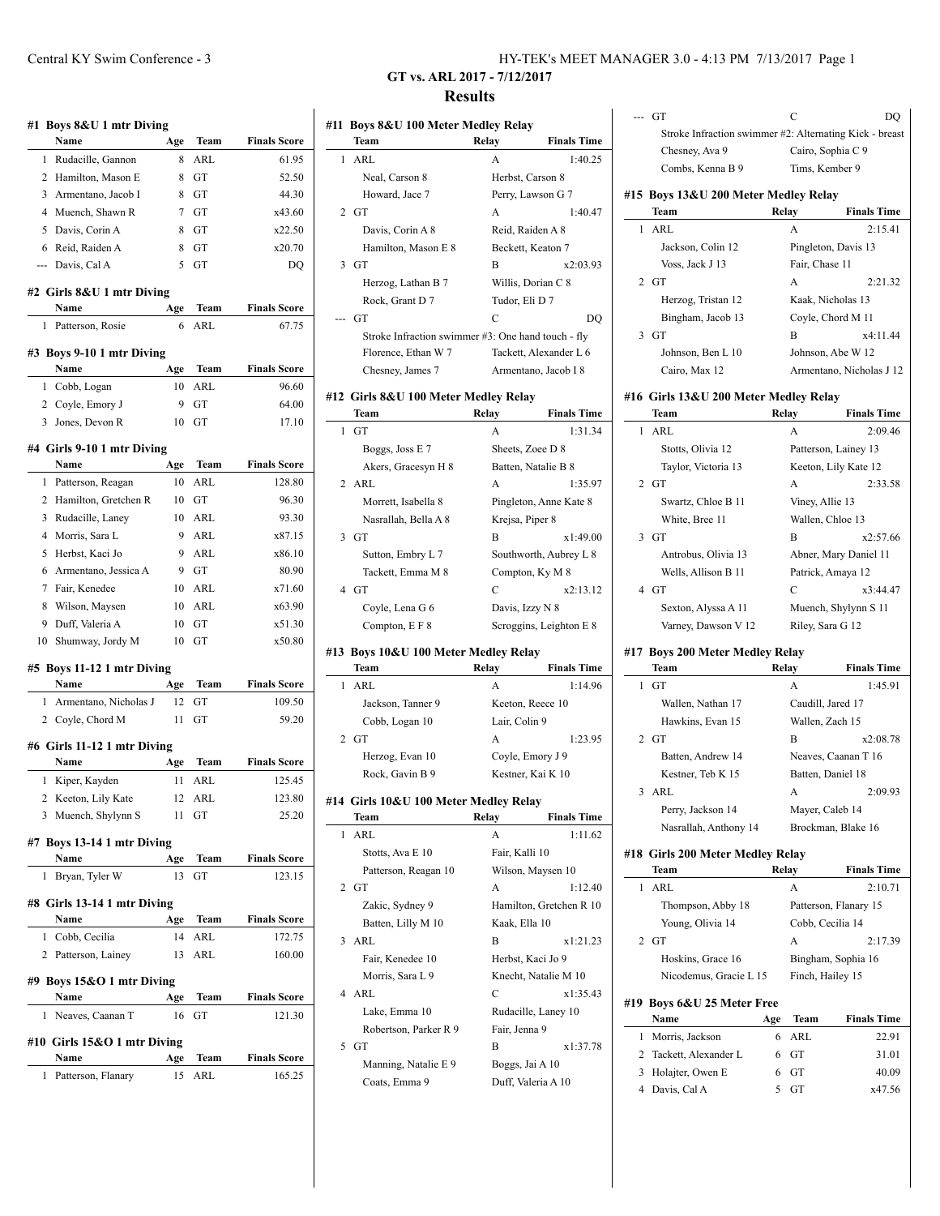Central KY Swim Conference - 3 HY-TEK's MEET MANAGER 3.0 - 4:13 PM 7/13/2017

# GT vs. ARL 2017 - 7/12/2017

## Results

### #1 Boys 8&U 1 mtr Diving

| | Name | Age | Team | Finals Score |
|---|---|---|---|---|
| 1 | Rudacille, Gannon | 8 | ARL | 61.95 |
| 2 | Hamilton, Mason E | 8 | GT | 52.50 |
| 3 | Armentano, Jacob I | 8 | GT | 44.30 |
| 4 | Muench, Shawn R | 7 | GT | x43.60 |
| 5 | Davis, Corin A | 8 | GT | x22.50 |
| 6 | Reid, Raiden A | 8 | GT | x20.70 |
| --- | Davis, Cal A | 5 | GT | DQ |

### #2 Girls 8&U 1 mtr Diving

| | Name | Age | Team | Finals Score |
|---|---|---|---|---|
| 1 | Patterson, Rosie | 6 | ARL | 67.75 |

### #3 Boys 9-10 1 mtr Diving

| | Name | Age | Team | Finals Score |
|---|---|---|---|---|
| 1 | Cobb, Logan | 10 | ARL | 96.60 |
| 2 | Coyle, Emory J | 9 | GT | 64.00 |
| 3 | Jones, Devon R | 10 | GT | 17.10 |

### #4 Girls 9-10 1 mtr Diving

| | Name | Age | Team | Finals Score |
|---|---|---|---|---|
| 1 | Patterson, Reagan | 10 | ARL | 128.80 |
| 2 | Hamilton, Gretchen R | 10 | GT | 96.30 |
| 3 | Rudacille, Laney | 10 | ARL | 93.30 |
| 4 | Morris, Sara L | 9 | ARL | x87.15 |
| 5 | Herbst, Kaci Jo | 9 | ARL | x86.10 |
| 6 | Armentano, Jessica A | 9 | GT | 80.90 |
| 7 | Fair, Kenedee | 10 | ARL | x71.60 |
| 8 | Wilson, Maysen | 10 | ARL | x63.90 |
| 9 | Duff, Valeria A | 10 | GT | x51.30 |
| 10 | Shumway, Jordy M | 10 | GT | x50.80 |

### #5 Boys 11-12 1 mtr Diving

| | Name | Age | Team | Finals Score |
|---|---|---|---|---|
| 1 | Armentano, Nicholas J | 12 | GT | 109.50 |
| 2 | Coyle, Chord M | 11 | GT | 59.20 |

### #6 Girls 11-12 1 mtr Diving

| | Name | Age | Team | Finals Score |
|---|---|---|---|---|
| 1 | Kiper, Kayden | 11 | ARL | 125.45 |
| 2 | Keeton, Lily Kate | 12 | ARL | 123.80 |
| 3 | Muench, Shylynn S | 11 | GT | 25.20 |

### #7 Boys 13-14 1 mtr Diving

| | Name | Age | Team | Finals Score |
|---|---|---|---|---|
| 1 | Bryan, Tyler W | 13 | GT | 123.15 |

### #8 Girls 13-14 1 mtr Diving

| | Name | Age | Team | Finals Score |
|---|---|---|---|---|
| 1 | Cobb, Cecilia | 14 | ARL | 172.75 |
| 2 | Patterson, Lainey | 13 | ARL | 160.00 |

### #9 Boys 15&O 1 mtr Diving

| | Name | Age | Team | Finals Score |
|---|---|---|---|---|
| 1 | Neaves, Caanan T | 16 | GT | 121.30 |

### #10 Girls 15&O 1 mtr Diving

| | Name | Age | Team | Finals Score |
|---|---|---|---|---|
| 1 | Patterson, Flanary | 15 | ARL | 165.25 |

### #11 Boys 8&U 100 Meter Medley Relay

| | Team | Relay | Finals Time |
|---|---|---|---|
| 1 | ARL | A | 1:40.25 |
| | Neal, Carson 8 | Herbst, Carson 8 | |
| | Howard, Jace 7 | Perry, Lawson G 7 | |
| 2 | GT | A | 1:40.47 |
| | Davis, Corin A 8 | Reid, Raiden A 8 | |
| | Hamilton, Mason E 8 | Beckett, Keaton 7 | |
| 3 | GT | B | x2:03.93 |
| | Herzog, Lathan B 7 | Willis, Dorian C 8 | |
| | Rock, Grant D 7 | Tudor, Eli D 7 | |
| --- | GT | C | DQ |
| | Stroke Infraction swimmer #3: One hand touch - fly | | |
| | Florence, Ethan W 7 | Tackett, Alexander L 6 | |
| | Chesney, James 7 | Armentano, Jacob I 8 | |

### #12 Girls 8&U 100 Meter Medley Relay

| | Team | Relay | Finals Time |
|---|---|---|---|
| 1 | GT | A | 1:31.34 |
| | Boggs, Joss E 7 | Sheets, Zoee D 8 | |
| | Akers, Gracesyn H 8 | Batten, Natalie B 8 | |
| 2 | ARL | A | 1:35.97 |
| | Morrett, Isabella 8 | Pingleton, Anne Kate 8 | |
| | Nasrallah, Bella A 8 | Krejsa, Piper 8 | |
| 3 | GT | B | x1:49.00 |
| | Sutton, Embry L 7 | Southworth, Aubrey L 8 | |
| | Tackett, Emma M 8 | Compton, Ky M 8 | |
| 4 | GT | C | x2:13.12 |
| | Coyle, Lena G 6 | Davis, Izzy N 8 | |
| | Compton, E F 8 | Scroggins, Leighton E 8 | |

### #13 Boys 10&U 100 Meter Medley Relay

| | Team | Relay | Finals Time |
|---|---|---|---|
| 1 | ARL | A | 1:14.96 |
| | Jackson, Tanner 9 | Keeton, Reece 10 | |
| | Cobb, Logan 10 | Lair, Colin 9 | |
| 2 | GT | A | 1:23.95 |
| | Herzog, Evan 10 | Coyle, Emory J 9 | |
| | Rock, Gavin B 9 | Kestner, Kai K 10 | |

### #14 Girls 10&U 100 Meter Medley Relay

| | Team | Relay | Finals Time |
|---|---|---|---|
| 1 | ARL | A | 1:11.62 |
| | Stotts, Ava E 10 | Fair, Kalli 10 | |
| | Patterson, Reagan 10 | Wilson, Maysen 10 | |
| 2 | GT | A | 1:12.40 |
| | Zakic, Sydney 9 | Hamilton, Gretchen R 10 | |
| | Batten, Lilly M 10 | Kaak, Ella 10 | |
| 3 | ARL | B | x1:21.23 |
| | Fair, Kenedee 10 | Herbst, Kaci Jo 9 | |
| | Morris, Sara L 9 | Knecht, Natalie M 10 | |
| 4 | ARL | C | x1:35.43 |
| | Lake, Emma 10 | Rudacille, Laney 10 | |
| | Robertson, Parker R 9 | Fair, Jenna 9 | |
| 5 | GT | B | x1:37.78 |
| | Manning, Natalie E 9 | Boggs, Jai A 10 | |
| | Coats, Emma 9 | Duff, Valeria A 10 | |
| --- | GT | C | DQ |
| | Stroke Infraction swimmer #2: Alternating Kick - breast | | |
| | Chesney, Ava 9 | Cairo, Sophia C 9 | |
| | Combs, Kenna B 9 | Tims, Kember 9 | |

### #15 Boys 13&U 200 Meter Medley Relay

| | Team | Relay | Finals Time |
|---|---|---|---|
| 1 | ARL | A | 2:15.41 |
| | Jackson, Colin 12 | Pingleton, Davis 13 | |
| | Voss, Jack J 13 | Fair, Chase 11 | |
| 2 | GT | A | 2:21.32 |
| | Herzog, Tristan 12 | Kaak, Nicholas 13 | |
| | Bingham, Jacob 13 | Coyle, Chord M 11 | |
| 3 | GT | B | x4:11.44 |
| | Johnson, Ben L 10 | Johnson, Abe W 12 | |
| | Cairo, Max 12 | Armentano, Nicholas J 12 | |

### #16 Girls 13&U 200 Meter Medley Relay

| | Team | Relay | Finals Time |
|---|---|---|---|
| 1 | ARL | A | 2:09.46 |
| | Stotts, Olivia 12 | Patterson, Lainey 13 | |
| | Taylor, Victoria 13 | Keeton, Lily Kate 12 | |
| 2 | GT | A | 2:33.58 |
| | Swartz, Chloe B 11 | Viney, Allie 13 | |
| | White, Bree 11 | Wallen, Chloe 13 | |
| 3 | GT | B | x2:57.66 |
| | Antrobus, Olivia 13 | Abner, Mary Daniel 11 | |
| | Wells, Allison B 11 | Patrick, Amaya 12 | |
| 4 | GT | C | x3:44.47 |
| | Sexton, Alyssa A 11 | Muench, Shylynn S 11 | |
| | Varney, Dawson V 12 | Riley, Sara G 12 | |

### #17 Boys 200 Meter Medley Relay

| | Team | Relay | Finals Time |
|---|---|---|---|
| 1 | GT | A | 1:45.91 |
| | Wallen, Nathan 17 | Caudill, Jared 17 | |
| | Hawkins, Evan 15 | Wallen, Zach 15 | |
| 2 | GT | B | x2:08.78 |
| | Batten, Andrew 14 | Neaves, Caanan T 16 | |
| | Kestner, Teb K 15 | Batten, Daniel 18 | |
| 3 | ARL | A | 2:09.93 |
| | Perry, Jackson 14 | Mayer, Caleb 14 | |
| | Nasrallah, Anthony 14 | Brockman, Blake 16 | |

### #18 Girls 200 Meter Medley Relay

| | Team | Relay | Finals Time |
|---|---|---|---|
| 1 | ARL | A | 2:10.71 |
| | Thompson, Abby 18 | Patterson, Flanary 15 | |
| | Young, Olivia 14 | Cobb, Cecilia 14 | |
| 2 | GT | A | 2:17.39 |
| | Hoskins, Grace 16 | Bingham, Sophia 16 | |
| | Nicodemus, Gracie L 15 | Finch, Hailey 15 | |

### #19 Boys 6&U 25 Meter Free

| | Name | Age | Team | Finals Time |
|---|---|---|---|---|
| 1 | Morris, Jackson | 6 | ARL | 22.91 |
| 2 | Tackett, Alexander L | 6 | GT | 31.01 |
| 3 | Holajter, Owen E | 6 | GT | 40.09 |
| 4 | Davis, Cal A | 5 | GT | x47.56 |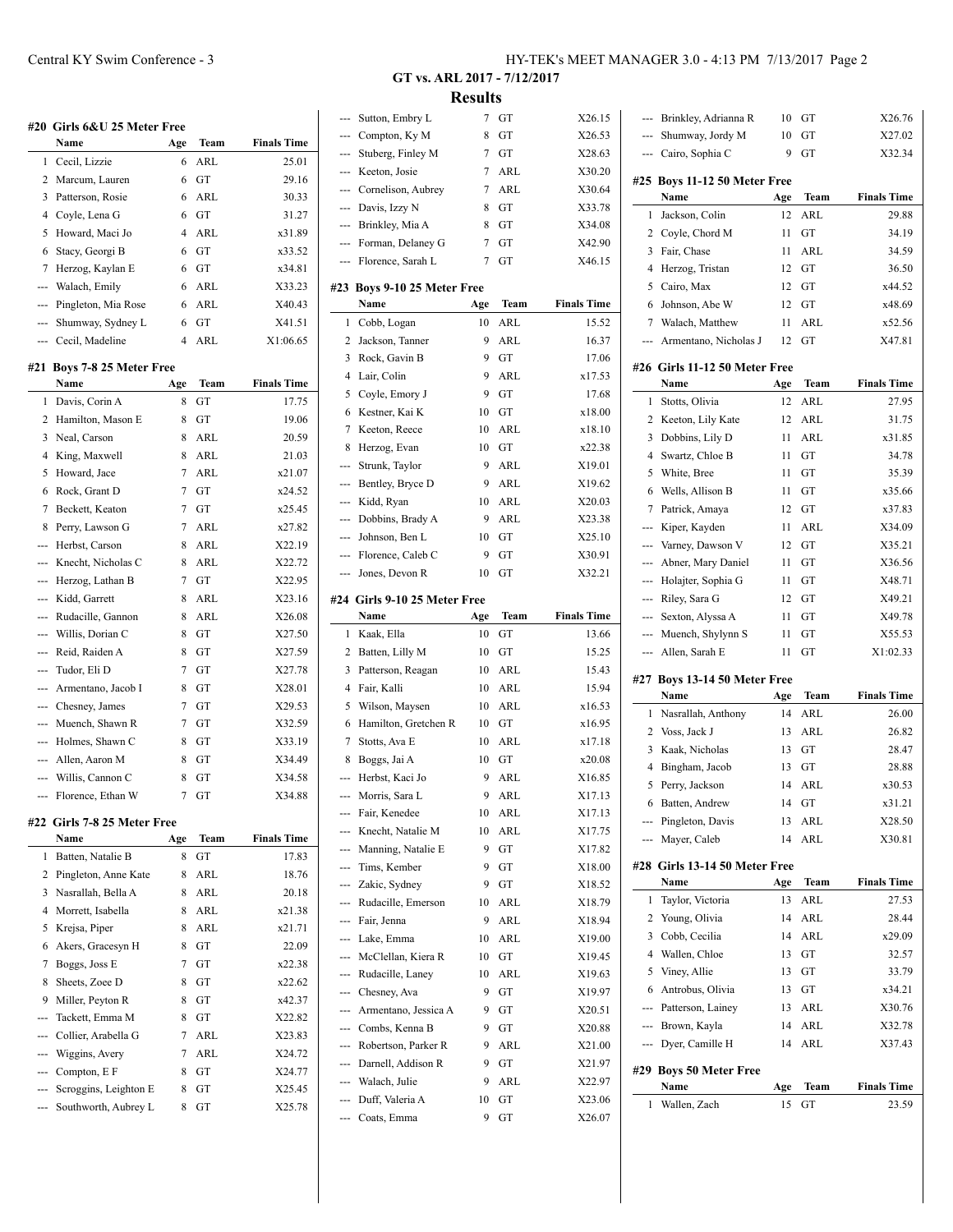## GT vs. ARL 2017 - 7/12/2017

### Results

#### #20 Girls 6&U 25 Meter Free

| | Name | Age | Team | Finals Time |
|---|---|---|---|---|
| 1 | Cecil, Lizzie | 6 | ARL | 25.01 |
| 2 | Marcum, Lauren | 6 | GT | 29.16 |
| 3 | Patterson, Rosie | 6 | ARL | 30.33 |
| 4 | Coyle, Lena G | 6 | GT | 31.27 |
| 5 | Howard, Maci Jo | 4 | ARL | x31.89 |
| 6 | Stacy, Georgi B | 6 | GT | x33.52 |
| 7 | Herzog, Kaylan E | 6 | GT | x34.81 |
| --- | Walach, Emily | 6 | ARL | X33.23 |
| --- | Pingleton, Mia Rose | 6 | ARL | X40.43 |
| --- | Shumway, Sydney L | 6 | GT | X41.51 |
| --- | Cecil, Madeline | 4 | ARL | X1:06.65 |

#### #21 Boys 7-8 25 Meter Free

| | Name | Age | Team | Finals Time |
|---|---|---|---|---|
| 1 | Davis, Corin A | 8 | GT | 17.75 |
| 2 | Hamilton, Mason E | 8 | GT | 19.06 |
| 3 | Neal, Carson | 8 | ARL | 20.59 |
| 4 | King, Maxwell | 8 | ARL | 21.03 |
| 5 | Howard, Jace | 7 | ARL | x21.07 |
| 6 | Rock, Grant D | 7 | GT | x24.52 |
| 7 | Beckett, Keaton | 7 | GT | x25.45 |
| 8 | Perry, Lawson G | 7 | ARL | x27.82 |
| --- | Herbst, Carson | 8 | ARL | X22.19 |
| --- | Knecht, Nicholas C | 8 | ARL | X22.72 |
| --- | Herzog, Lathan B | 7 | GT | X22.95 |
| --- | Kidd, Garrett | 8 | ARL | X23.16 |
| --- | Rudacille, Gannon | 8 | ARL | X26.08 |
| --- | Willis, Dorian C | 8 | GT | X27.50 |
| --- | Reid, Raiden A | 8 | GT | X27.59 |
| --- | Tudor, Eli D | 7 | GT | X27.78 |
| --- | Armentano, Jacob I | 8 | GT | X28.01 |
| --- | Chesney, James | 7 | GT | X29.53 |
| --- | Muench, Shawn R | 7 | GT | X32.59 |
| --- | Holmes, Shawn C | 8 | GT | X33.19 |
| --- | Allen, Aaron M | 8 | GT | X34.49 |
| --- | Willis, Cannon C | 8 | GT | X34.58 |
| --- | Florence, Ethan W | 7 | GT | X34.88 |

#### #22 Girls 7-8 25 Meter Free

| | Name | Age | Team | Finals Time |
|---|---|---|---|---|
| 1 | Batten, Natalie B | 8 | GT | 17.83 |
| 2 | Pingleton, Anne Kate | 8 | ARL | 18.76 |
| 3 | Nasrallah, Bella A | 8 | ARL | 20.18 |
| 4 | Morrett, Isabella | 8 | ARL | x21.38 |
| 5 | Krejsa, Piper | 8 | ARL | x21.71 |
| 6 | Akers, Gracesyn H | 8 | GT | 22.09 |
| 7 | Boggs, Joss E | 7 | GT | x22.38 |
| 8 | Sheets, Zoee D | 8 | GT | x22.62 |
| 9 | Miller, Peyton R | 8 | GT | x42.37 |
| --- | Tackett, Emma M | 8 | GT | X22.82 |
| --- | Collier, Arabella G | 7 | ARL | X23.83 |
| --- | Wiggins, Avery | 7 | ARL | X24.72 |
| --- | Compton, E F | 8 | GT | X24.77 |
| --- | Scroggins, Leighton E | 8 | GT | X25.45 |
| --- | Southworth, Aubrey L | 8 | GT | X25.78 |
| --- | Sutton, Embry L | 7 | GT | X26.15 |
| --- | Compton, Ky M | 8 | GT | X26.53 |
| --- | Stuberg, Finley M | 7 | GT | X28.63 |
| --- | Keeton, Josie | 7 | ARL | X30.20 |
| --- | Cornelison, Aubrey | 7 | ARL | X30.64 |
| --- | Davis, Izzy N | 8 | GT | X33.78 |
| --- | Brinkley, Mia A | 8 | GT | X34.08 |
| --- | Forman, Delaney G | 7 | GT | X42.90 |
| --- | Florence, Sarah L | 7 | GT | X46.15 |

#### #23 Boys 9-10 25 Meter Free

| | Name | Age | Team | Finals Time |
|---|---|---|---|---|
| 1 | Cobb, Logan | 10 | ARL | 15.52 |
| 2 | Jackson, Tanner | 9 | ARL | 16.37 |
| 3 | Rock, Gavin B | 9 | GT | 17.06 |
| 4 | Lair, Colin | 9 | ARL | x17.53 |
| 5 | Coyle, Emory J | 9 | GT | 17.68 |
| 6 | Kestner, Kai K | 10 | GT | x18.00 |
| 7 | Keeton, Reece | 10 | ARL | x18.10 |
| 8 | Herzog, Evan | 10 | GT | x22.38 |
| --- | Strunk, Taylor | 9 | ARL | X19.01 |
| --- | Bentley, Bryce D | 9 | ARL | X19.62 |
| --- | Kidd, Ryan | 10 | ARL | X20.03 |
| --- | Dobbins, Brady A | 9 | ARL | X23.38 |
| --- | Johnson, Ben L | 10 | GT | X25.10 |
| --- | Florence, Caleb C | 9 | GT | X30.91 |
| --- | Jones, Devon R | 10 | GT | X32.21 |

#### #24 Girls 9-10 25 Meter Free

| | Name | Age | Team | Finals Time |
|---|---|---|---|---|
| 1 | Kaak, Ella | 10 | GT | 13.66 |
| 2 | Batten, Lilly M | 10 | GT | 15.25 |
| 3 | Patterson, Reagan | 10 | ARL | 15.43 |
| 4 | Fair, Kalli | 10 | ARL | 15.94 |
| 5 | Wilson, Maysen | 10 | ARL | x16.53 |
| 6 | Hamilton, Gretchen R | 10 | GT | x16.95 |
| 7 | Stotts, Ava E | 10 | ARL | x17.18 |
| 8 | Boggs, Jai A | 10 | GT | x20.08 |
| --- | Herbst, Kaci Jo | 9 | ARL | X16.85 |
| --- | Morris, Sara L | 9 | ARL | X17.13 |
| --- | Fair, Kenedee | 10 | ARL | X17.13 |
| --- | Knecht, Natalie M | 10 | ARL | X17.75 |
| --- | Manning, Natalie E | 9 | GT | X17.82 |
| --- | Tims, Kember | 9 | GT | X18.00 |
| --- | Zakic, Sydney | 9 | GT | X18.52 |
| --- | Rudacille, Emerson | 10 | ARL | X18.79 |
| --- | Fair, Jenna | 9 | ARL | X18.94 |
| --- | Lake, Emma | 10 | ARL | X19.00 |
| --- | McClellan, Kiera R | 10 | GT | X19.45 |
| --- | Rudacille, Laney | 10 | ARL | X19.63 |
| --- | Chesney, Ava | 9 | GT | X19.97 |
| --- | Armentano, Jessica A | 9 | GT | X20.51 |
| --- | Combs, Kenna B | 9 | GT | X20.88 |
| --- | Robertson, Parker R | 9 | ARL | X21.00 |
| --- | Darnell, Addison R | 9 | GT | X21.97 |
| --- | Walach, Julie | 9 | ARL | X22.97 |
| --- | Duff, Valeria A | 10 | GT | X23.06 |
| --- | Coats, Emma | 9 | GT | X26.07 |
| --- | Brinkley, Adrianna R | 10 | GT | X26.76 |
| --- | Shumway, Jordy M | 10 | GT | X27.02 |
| --- | Cairo, Sophia C | 9 | GT | X32.34 |

#### #25 Boys 11-12 50 Meter Free

| | Name | Age | Team | Finals Time |
|---|---|---|---|---|
| 1 | Jackson, Colin | 12 | ARL | 29.88 |
| 2 | Coyle, Chord M | 11 | GT | 34.19 |
| 3 | Fair, Chase | 11 | ARL | 34.59 |
| 4 | Herzog, Tristan | 12 | GT | 36.50 |
| 5 | Cairo, Max | 12 | GT | x44.52 |
| 6 | Johnson, Abe W | 12 | GT | x48.69 |
| 7 | Walach, Matthew | 11 | ARL | x52.56 |
| --- | Armentano, Nicholas J | 12 | GT | X47.81 |

#### #26 Girls 11-12 50 Meter Free

| | Name | Age | Team | Finals Time |
|---|---|---|---|---|
| 1 | Stotts, Olivia | 12 | ARL | 27.95 |
| 2 | Keeton, Lily Kate | 12 | ARL | 31.75 |
| 3 | Dobbins, Lily D | 11 | ARL | x31.85 |
| 4 | Swartz, Chloe B | 11 | GT | 34.78 |
| 5 | White, Bree | 11 | GT | 35.39 |
| 6 | Wells, Allison B | 11 | GT | x35.66 |
| 7 | Patrick, Amaya | 12 | GT | x37.83 |
| --- | Kiper, Kayden | 11 | ARL | X34.09 |
| --- | Varney, Dawson V | 12 | GT | X35.21 |
| --- | Abner, Mary Daniel | 11 | GT | X36.56 |
| --- | Holajter, Sophia G | 11 | GT | X48.71 |
| --- | Riley, Sara G | 12 | GT | X49.21 |
| --- | Sexton, Alyssa A | 11 | GT | X49.78 |
| --- | Muench, Shylynn S | 11 | GT | X55.53 |
| --- | Allen, Sarah E | 11 | GT | X1:02.33 |

#### #27 Boys 13-14 50 Meter Free

| | Name | Age | Team | Finals Time |
|---|---|---|---|---|
| 1 | Nasrallah, Anthony | 14 | ARL | 26.00 |
| 2 | Voss, Jack J | 13 | ARL | 26.82 |
| 3 | Kaak, Nicholas | 13 | GT | 28.47 |
| 4 | Bingham, Jacob | 13 | GT | 28.88 |
| 5 | Perry, Jackson | 14 | ARL | x30.53 |
| 6 | Batten, Andrew | 14 | GT | x31.21 |
| --- | Pingleton, Davis | 13 | ARL | X28.50 |
| --- | Mayer, Caleb | 14 | ARL | X30.81 |

#### #28 Girls 13-14 50 Meter Free

| | Name | Age | Team | Finals Time |
|---|---|---|---|---|
| 1 | Taylor, Victoria | 13 | ARL | 27.53 |
| 2 | Young, Olivia | 14 | ARL | 28.44 |
| 3 | Cobb, Cecilia | 14 | ARL | x29.09 |
| 4 | Wallen, Chloe | 13 | GT | 32.57 |
| 5 | Viney, Allie | 13 | GT | 33.79 |
| 6 | Antrobus, Olivia | 13 | GT | x34.21 |
| --- | Patterson, Lainey | 13 | ARL | X30.76 |
| --- | Brown, Kayla | 14 | ARL | X32.78 |
| --- | Dyer, Camille H | 14 | ARL | X37.43 |

#### #29 Boys 50 Meter Free

| | Name | Age | Team | Finals Time |
|---|---|---|---|---|
| 1 | Wallen, Zach | 15 | GT | 23.59 |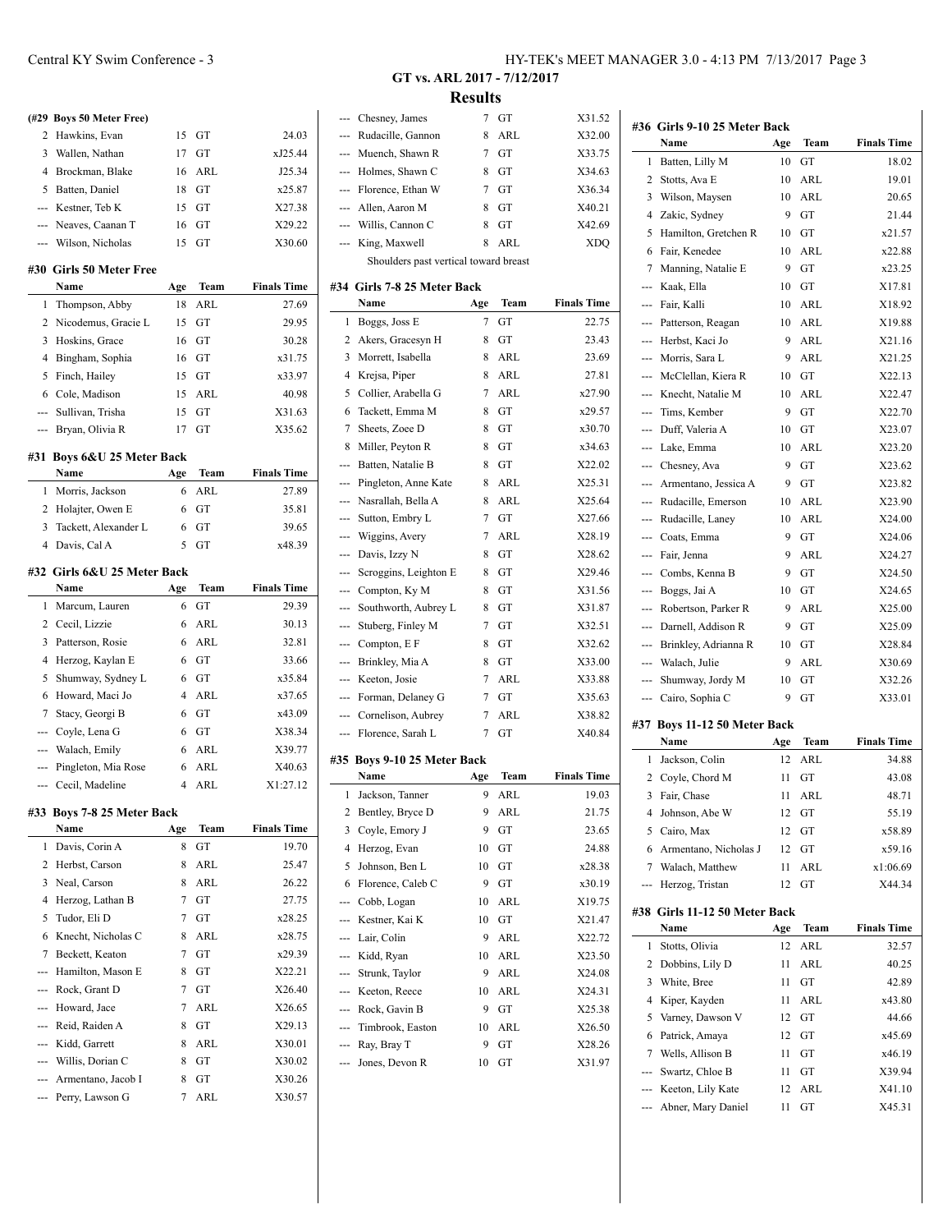## GT vs. ARL 2017 - 7/12/2017

## Results

### (#29 Boys 50 Meter Free)

| Place | Name | Age | Team | Finals Time |
|---|---|---|---|---|
| 2 | Hawkins, Evan | 15 | GT | 24.03 |
| 3 | Wallen, Nathan | 17 | GT | xJ25.44 |
| 4 | Brockman, Blake | 16 | ARL | J25.34 |
| 5 | Batten, Daniel | 18 | GT | x25.87 |
| --- | Kestner, Teb K | 15 | GT | X27.38 |
| --- | Neaves, Caanan T | 16 | GT | X29.22 |
| --- | Wilson, Nicholas | 15 | GT | X30.60 |

### #30 Girls 50 Meter Free

| Place | Name | Age | Team | Finals Time |
|---|---|---|---|---|
| 1 | Thompson, Abby | 18 | ARL | 27.69 |
| 2 | Nicodemus, Gracie L | 15 | GT | 29.95 |
| 3 | Hoskins, Grace | 16 | GT | 30.28 |
| 4 | Bingham, Sophia | 16 | GT | x31.75 |
| 5 | Finch, Hailey | 15 | GT | x33.97 |
| 6 | Cole, Madison | 15 | ARL | 40.98 |
| --- | Sullivan, Trisha | 15 | GT | X31.63 |
| --- | Bryan, Olivia R | 17 | GT | X35.62 |

### #31 Boys 6&U 25 Meter Back

| Place | Name | Age | Team | Finals Time |
|---|---|---|---|---|
| 1 | Morris, Jackson | 6 | ARL | 27.89 |
| 2 | Holajter, Owen E | 6 | GT | 35.81 |
| 3 | Tackett, Alexander L | 6 | GT | 39.65 |
| 4 | Davis, Cal A | 5 | GT | x48.39 |

### #32 Girls 6&U 25 Meter Back

| Place | Name | Age | Team | Finals Time |
|---|---|---|---|---|
| 1 | Marcum, Lauren | 6 | GT | 29.39 |
| 2 | Cecil, Lizzie | 6 | ARL | 30.13 |
| 3 | Patterson, Rosie | 6 | ARL | 32.81 |
| 4 | Herzog, Kaylan E | 6 | GT | 33.66 |
| 5 | Shumway, Sydney L | 6 | GT | x35.84 |
| 6 | Howard, Maci Jo | 4 | ARL | x37.65 |
| 7 | Stacy, Georgi B | 6 | GT | x43.09 |
| --- | Coyle, Lena G | 6 | GT | X38.34 |
| --- | Walach, Emily | 6 | ARL | X39.77 |
| --- | Pingleton, Mia Rose | 6 | ARL | X40.63 |
| --- | Cecil, Madeline | 4 | ARL | X1:27.12 |

### #33 Boys 7-8 25 Meter Back

| Place | Name | Age | Team | Finals Time |
|---|---|---|---|---|
| 1 | Davis, Corin A | 8 | GT | 19.70 |
| 2 | Herbst, Carson | 8 | ARL | 25.47 |
| 3 | Neal, Carson | 8 | ARL | 26.22 |
| 4 | Herzog, Lathan B | 7 | GT | 27.75 |
| 5 | Tudor, Eli D | 7 | GT | x28.25 |
| 6 | Knecht, Nicholas C | 8 | ARL | x28.75 |
| 7 | Beckett, Keaton | 7 | GT | x29.39 |
| --- | Hamilton, Mason E | 8 | GT | X22.21 |
| --- | Rock, Grant D | 7 | GT | X26.40 |
| --- | Howard, Jace | 7 | ARL | X26.65 |
| --- | Reid, Raiden A | 8 | GT | X29.13 |
| --- | Kidd, Garrett | 8 | ARL | X30.01 |
| --- | Willis, Dorian C | 8 | GT | X30.02 |
| --- | Armentano, Jacob I | 8 | GT | X30.26 |
| --- | Perry, Lawson G | 7 | ARL | X30.57 |
| --- | Chesney, James | 7 | GT | X31.52 |
| --- | Rudacille, Gannon | 8 | ARL | X32.00 |
| --- | Muench, Shawn R | 7 | GT | X33.75 |
| --- | Holmes, Shawn C | 8 | GT | X34.63 |
| --- | Florence, Ethan W | 7 | GT | X36.34 |
| --- | Allen, Aaron M | 8 | GT | X40.21 |
| --- | Willis, Cannon C | 8 | GT | X42.69 |
| --- | King, Maxwell | 8 | ARL | XDQ |

Shoulders past vertical toward breast

### #34 Girls 7-8 25 Meter Back

| Place | Name | Age | Team | Finals Time |
|---|---|---|---|---|
| 1 | Boggs, Joss E | 7 | GT | 22.75 |
| 2 | Akers, Gracesyn H | 8 | GT | 23.43 |
| 3 | Morrett, Isabella | 8 | ARL | 23.69 |
| 4 | Krejsa, Piper | 8 | ARL | 27.81 |
| 5 | Collier, Arabella G | 7 | ARL | x27.90 |
| 6 | Tackett, Emma M | 8 | GT | x29.57 |
| 7 | Sheets, Zoee D | 8 | GT | x30.70 |
| 8 | Miller, Peyton R | 8 | GT | x34.63 |
| --- | Batten, Natalie B | 8 | GT | X22.02 |
| --- | Pingleton, Anne Kate | 8 | ARL | X25.31 |
| --- | Nasrallah, Bella A | 8 | ARL | X25.64 |
| --- | Sutton, Embry L | 7 | GT | X27.66 |
| --- | Wiggins, Avery | 7 | ARL | X28.19 |
| --- | Davis, Izzy N | 8 | GT | X28.62 |
| --- | Scroggins, Leighton E | 8 | GT | X29.46 |
| --- | Compton, Ky M | 8 | GT | X31.56 |
| --- | Southworth, Aubrey L | 8 | GT | X31.87 |
| --- | Stuberg, Finley M | 7 | GT | X32.51 |
| --- | Compton, E F | 8 | GT | X32.62 |
| --- | Brinkley, Mia A | 8 | GT | X33.00 |
| --- | Keeton, Josie | 7 | ARL | X33.88 |
| --- | Forman, Delaney G | 7 | GT | X35.63 |
| --- | Cornelison, Aubrey | 7 | ARL | X38.82 |
| --- | Florence, Sarah L | 7 | GT | X40.84 |

### #35 Boys 9-10 25 Meter Back

| Place | Name | Age | Team | Finals Time |
|---|---|---|---|---|
| 1 | Jackson, Tanner | 9 | ARL | 19.03 |
| 2 | Bentley, Bryce D | 9 | ARL | 21.75 |
| 3 | Coyle, Emory J | 9 | GT | 23.65 |
| 4 | Herzog, Evan | 10 | GT | 24.88 |
| 5 | Johnson, Ben L | 10 | GT | x28.38 |
| 6 | Florence, Caleb C | 9 | GT | x30.19 |
| --- | Cobb, Logan | 10 | ARL | X19.75 |
| --- | Kestner, Kai K | 10 | GT | X21.47 |
| --- | Lair, Colin | 9 | ARL | X22.72 |
| --- | Kidd, Ryan | 10 | ARL | X23.50 |
| --- | Strunk, Taylor | 9 | ARL | X24.08 |
| --- | Keeton, Reece | 10 | ARL | X24.31 |
| --- | Rock, Gavin B | 9 | GT | X25.38 |
| --- | Timbrook, Easton | 10 | ARL | X26.50 |
| --- | Ray, Bray T | 9 | GT | X28.26 |
| --- | Jones, Devon R | 10 | GT | X31.97 |

### #36 Girls 9-10 25 Meter Back

| Place | Name | Age | Team | Finals Time |
|---|---|---|---|---|
| 1 | Batten, Lilly M | 10 | GT | 18.02 |
| 2 | Stotts, Ava E | 10 | ARL | 19.01 |
| 3 | Wilson, Maysen | 10 | ARL | 20.65 |
| 4 | Zakic, Sydney | 9 | GT | 21.44 |
| 5 | Hamilton, Gretchen R | 10 | GT | x21.57 |
| 6 | Fair, Kenedee | 10 | ARL | x22.88 |
| 7 | Manning, Natalie E | 9 | GT | x23.25 |
| --- | Kaak, Ella | 10 | GT | X17.81 |
| --- | Fair, Kalli | 10 | ARL | X18.92 |
| --- | Patterson, Reagan | 10 | ARL | X19.88 |
| --- | Herbst, Kaci Jo | 9 | ARL | X21.16 |
| --- | Morris, Sara L | 9 | ARL | X21.25 |
| --- | McClellan, Kiera R | 10 | GT | X22.13 |
| --- | Knecht, Natalie M | 10 | ARL | X22.47 |
| --- | Tims, Kember | 9 | GT | X22.70 |
| --- | Duff, Valeria A | 10 | GT | X23.07 |
| --- | Lake, Emma | 10 | ARL | X23.20 |
| --- | Chesney, Ava | 9 | GT | X23.62 |
| --- | Armentano, Jessica A | 9 | GT | X23.82 |
| --- | Rudacille, Emerson | 10 | ARL | X23.90 |
| --- | Rudacille, Laney | 10 | ARL | X24.00 |
| --- | Coats, Emma | 9 | GT | X24.06 |
| --- | Fair, Jenna | 9 | ARL | X24.27 |
| --- | Combs, Kenna B | 9 | GT | X24.50 |
| --- | Boggs, Jai A | 10 | GT | X24.65 |
| --- | Robertson, Parker R | 9 | ARL | X25.00 |
| --- | Darnell, Addison R | 9 | GT | X25.09 |
| --- | Brinkley, Adrianna R | 10 | GT | X28.84 |
| --- | Walach, Julie | 9 | ARL | X30.69 |
| --- | Shumway, Jordy M | 10 | GT | X32.26 |
| --- | Cairo, Sophia C | 9 | GT | X33.01 |

### #37 Boys 11-12 50 Meter Back

| Place | Name | Age | Team | Finals Time |
|---|---|---|---|---|
| 1 | Jackson, Colin | 12 | ARL | 34.88 |
| 2 | Coyle, Chord M | 11 | GT | 43.08 |
| 3 | Fair, Chase | 11 | ARL | 48.71 |
| 4 | Johnson, Abe W | 12 | GT | 55.19 |
| 5 | Cairo, Max | 12 | GT | x58.89 |
| 6 | Armentano, Nicholas J | 12 | GT | x59.16 |
| 7 | Walach, Matthew | 11 | ARL | x1:06.69 |
| --- | Herzog, Tristan | 12 | GT | X44.34 |

### #38 Girls 11-12 50 Meter Back

| Place | Name | Age | Team | Finals Time |
|---|---|---|---|---|
| 1 | Stotts, Olivia | 12 | ARL | 32.57 |
| 2 | Dobbins, Lily D | 11 | ARL | 40.25 |
| 3 | White, Bree | 11 | GT | 42.89 |
| 4 | Kiper, Kayden | 11 | ARL | x43.80 |
| 5 | Varney, Dawson V | 12 | GT | 44.66 |
| 6 | Patrick, Amaya | 12 | GT | x45.69 |
| 7 | Wells, Allison B | 11 | GT | x46.19 |
| --- | Swartz, Chloe B | 11 | GT | X39.94 |
| --- | Keeton, Lily Kate | 12 | ARL | X41.10 |
| --- | Abner, Mary Daniel | 11 | GT | X45.31 |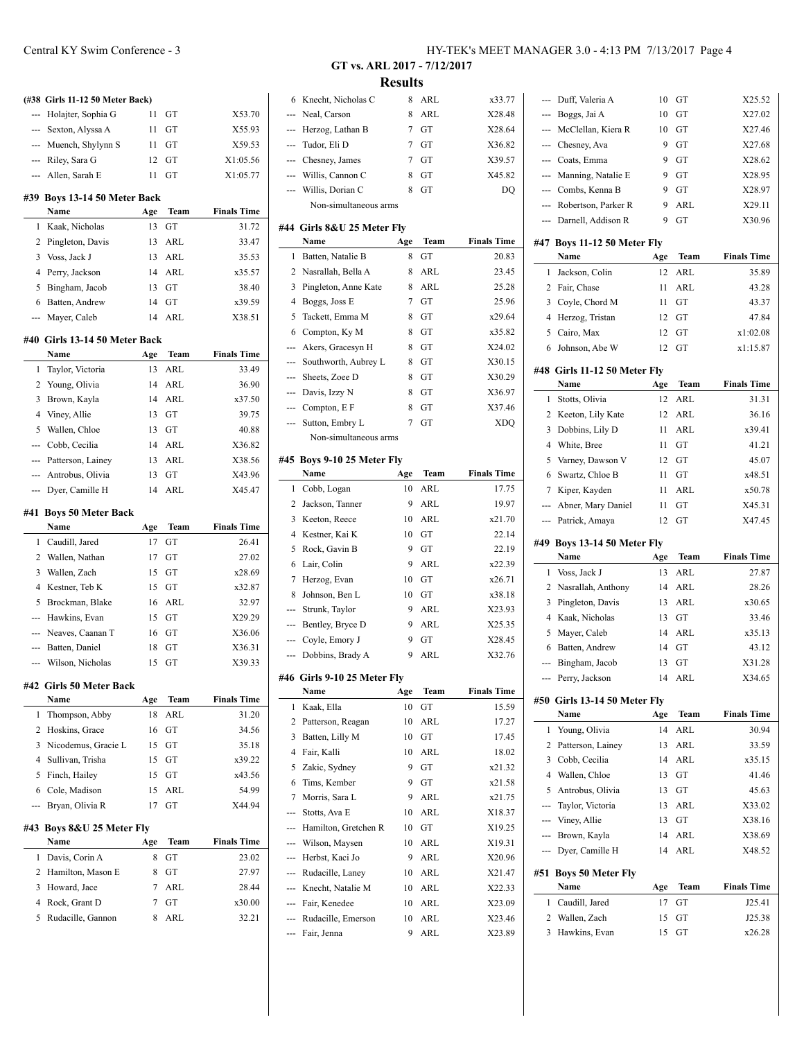## GT vs. ARL 2017 - 7/12/2017

### Results

**(#38 Girls 11-12 50 Meter Back)**

| | Name | Age | Team | Finals Time |
|---|---|---|---|---|
| --- | Holajter, Sophia G | 11 | GT | X53.70 |
| --- | Sexton, Alyssa A | 11 | GT | X55.93 |
| --- | Muench, Shylynn S | 11 | GT | X59.53 |
| --- | Riley, Sara G | 12 | GT | X1:05.56 |
| --- | Allen, Sarah E | 11 | GT | X1:05.77 |

**#39 Boys 13-14 50 Meter Back**

| | Name | Age | Team | Finals Time |
|---|---|---|---|---|
| 1 | Kaak, Nicholas | 13 | GT | 31.72 |
| 2 | Pingleton, Davis | 13 | ARL | 33.47 |
| 3 | Voss, Jack J | 13 | ARL | 35.53 |
| 4 | Perry, Jackson | 14 | ARL | x35.57 |
| 5 | Bingham, Jacob | 13 | GT | 38.40 |
| 6 | Batten, Andrew | 14 | GT | x39.59 |
| --- | Mayer, Caleb | 14 | ARL | X38.51 |

**#40 Girls 13-14 50 Meter Back**

| | Name | Age | Team | Finals Time |
|---|---|---|---|---|
| 1 | Taylor, Victoria | 13 | ARL | 33.49 |
| 2 | Young, Olivia | 14 | ARL | 36.90 |
| 3 | Brown, Kayla | 14 | ARL | x37.50 |
| 4 | Viney, Allie | 13 | GT | 39.75 |
| 5 | Wallen, Chloe | 13 | GT | 40.88 |
| --- | Cobb, Cecilia | 14 | ARL | X36.82 |
| --- | Patterson, Lainey | 13 | ARL | X38.56 |
| --- | Antrobus, Olivia | 13 | GT | X43.96 |
| --- | Dyer, Camille H | 14 | ARL | X45.47 |

**#41 Boys 50 Meter Back**

| | Name | Age | Team | Finals Time |
|---|---|---|---|---|
| 1 | Caudill, Jared | 17 | GT | 26.41 |
| 2 | Wallen, Nathan | 17 | GT | 27.02 |
| 3 | Wallen, Zach | 15 | GT | x28.69 |
| 4 | Kestner, Teb K | 15 | GT | x32.87 |
| 5 | Brockman, Blake | 16 | ARL | 32.97 |
| --- | Hawkins, Evan | 15 | GT | X29.29 |
| --- | Neaves, Caanan T | 16 | GT | X36.06 |
| --- | Batten, Daniel | 18 | GT | X36.31 |
| --- | Wilson, Nicholas | 15 | GT | X39.33 |

**#42 Girls 50 Meter Back**

| | Name | Age | Team | Finals Time |
|---|---|---|---|---|
| 1 | Thompson, Abby | 18 | ARL | 31.20 |
| 2 | Hoskins, Grace | 16 | GT | 34.56 |
| 3 | Nicodemus, Gracie L | 15 | GT | 35.18 |
| 4 | Sullivan, Trisha | 15 | GT | x39.22 |
| 5 | Finch, Hailey | 15 | GT | x43.56 |
| 6 | Cole, Madison | 15 | ARL | 54.99 |
| --- | Bryan, Olivia R | 17 | GT | X44.94 |

**#43 Boys 8&U 25 Meter Fly**

| | Name | Age | Team | Finals Time |
|---|---|---|---|---|
| 1 | Davis, Corin A | 8 | GT | 23.02 |
| 2 | Hamilton, Mason E | 8 | GT | 27.97 |
| 3 | Howard, Jace | 7 | ARL | 28.44 |
| 4 | Rock, Grant D | 7 | GT | x30.00 |
| 5 | Rudacille, Gannon | 8 | ARL | 32.21 |
| 6 | Knecht, Nicholas C | 8 | ARL | x33.77 |
| --- | Neal, Carson | 8 | ARL | X28.48 |
| --- | Herzog, Lathan B | 7 | GT | X28.64 |
| --- | Tudor, Eli D | 7 | GT | X36.82 |
| --- | Chesney, James | 7 | GT | X39.57 |
| --- | Willis, Cannon C | 8 | GT | X45.82 |
| --- | Willis, Dorian C | 8 | GT | DQ |
| | Non-simultaneous arms | | | |

**#44 Girls 8&U 25 Meter Fly**

| | Name | Age | Team | Finals Time |
|---|---|---|---|---|
| 1 | Batten, Natalie B | 8 | GT | 20.83 |
| 2 | Nasrallah, Bella A | 8 | ARL | 23.45 |
| 3 | Pingleton, Anne Kate | 8 | ARL | 25.28 |
| 4 | Boggs, Joss E | 7 | GT | 25.96 |
| 5 | Tackett, Emma M | 8 | GT | x29.64 |
| 6 | Compton, Ky M | 8 | GT | x35.82 |
| --- | Akers, Gracesyn H | 8 | GT | X24.02 |
| --- | Southworth, Aubrey L | 8 | GT | X30.15 |
| --- | Sheets, Zoee D | 8 | GT | X30.29 |
| --- | Davis, Izzy N | 8 | GT | X36.97 |
| --- | Compton, E F | 8 | GT | X37.46 |
| --- | Sutton, Embry L | 7 | GT | XDQ |
| | Non-simultaneous arms | | | |

**#45 Boys 9-10 25 Meter Fly**

| | Name | Age | Team | Finals Time |
|---|---|---|---|---|
| 1 | Cobb, Logan | 10 | ARL | 17.75 |
| 2 | Jackson, Tanner | 9 | ARL | 19.97 |
| 3 | Keeton, Reece | 10 | ARL | x21.70 |
| 4 | Kestner, Kai K | 10 | GT | 22.14 |
| 5 | Rock, Gavin B | 9 | GT | 22.19 |
| 6 | Lair, Colin | 9 | ARL | x22.39 |
| 7 | Herzog, Evan | 10 | GT | x26.71 |
| 8 | Johnson, Ben L | 10 | GT | x38.18 |
| --- | Strunk, Taylor | 9 | ARL | X23.93 |
| --- | Bentley, Bryce D | 9 | ARL | X25.35 |
| --- | Coyle, Emory J | 9 | GT | X28.45 |
| --- | Dobbins, Brady A | 9 | ARL | X32.76 |

**#46 Girls 9-10 25 Meter Fly**

| | Name | Age | Team | Finals Time |
|---|---|---|---|---|
| 1 | Kaak, Ella | 10 | GT | 15.59 |
| 2 | Patterson, Reagan | 10 | ARL | 17.27 |
| 3 | Batten, Lilly M | 10 | GT | 17.45 |
| 4 | Fair, Kalli | 10 | ARL | 18.02 |
| 5 | Zakic, Sydney | 9 | GT | x21.32 |
| 6 | Tims, Kember | 9 | GT | x21.58 |
| 7 | Morris, Sara L | 9 | ARL | x21.75 |
| --- | Stotts, Ava E | 10 | ARL | X18.37 |
| --- | Hamilton, Gretchen R | 10 | GT | X19.25 |
| --- | Wilson, Maysen | 10 | ARL | X19.31 |
| --- | Herbst, Kaci Jo | 9 | ARL | X20.96 |
| --- | Rudacille, Laney | 10 | ARL | X21.47 |
| --- | Knecht, Natalie M | 10 | ARL | X22.33 |
| --- | Fair, Kenedee | 10 | ARL | X23.09 |
| --- | Rudacille, Emerson | 10 | ARL | X23.46 |
| --- | Fair, Jenna | 9 | ARL | X23.89 |
| --- | Duff, Valeria A | 10 | GT | X25.52 |
| --- | Boggs, Jai A | 10 | GT | X27.02 |
| --- | McClellan, Kiera R | 10 | GT | X27.46 |
| --- | Chesney, Ava | 9 | GT | X27.68 |
| --- | Coats, Emma | 9 | GT | X28.62 |
| --- | Manning, Natalie E | 9 | GT | X28.95 |
| --- | Combs, Kenna B | 9 | GT | X28.97 |
| --- | Robertson, Parker R | 9 | ARL | X29.11 |
| --- | Darnell, Addison R | 9 | GT | X30.96 |

**#47 Boys 11-12 50 Meter Fly**

| | Name | Age | Team | Finals Time |
|---|---|---|---|---|
| 1 | Jackson, Colin | 12 | ARL | 35.89 |
| 2 | Fair, Chase | 11 | ARL | 43.28 |
| 3 | Coyle, Chord M | 11 | GT | 43.37 |
| 4 | Herzog, Tristan | 12 | GT | 47.84 |
| 5 | Cairo, Max | 12 | GT | x1:02.08 |
| 6 | Johnson, Abe W | 12 | GT | x1:15.87 |

**#48 Girls 11-12 50 Meter Fly**

| | Name | Age | Team | Finals Time |
|---|---|---|---|---|
| 1 | Stotts, Olivia | 12 | ARL | 31.31 |
| 2 | Keeton, Lily Kate | 12 | ARL | 36.16 |
| 3 | Dobbins, Lily D | 11 | ARL | x39.41 |
| 4 | White, Bree | 11 | GT | 41.21 |
| 5 | Varney, Dawson V | 12 | GT | 45.07 |
| 6 | Swartz, Chloe B | 11 | GT | x48.51 |
| 7 | Kiper, Kayden | 11 | ARL | x50.78 |
| --- | Abner, Mary Daniel | 11 | GT | X45.31 |
| --- | Patrick, Amaya | 12 | GT | X47.45 |

**#49 Boys 13-14 50 Meter Fly**

| | Name | Age | Team | Finals Time |
|---|---|---|---|---|
| 1 | Voss, Jack J | 13 | ARL | 27.87 |
| 2 | Nasrallah, Anthony | 14 | ARL | 28.26 |
| 3 | Pingleton, Davis | 13 | ARL | x30.65 |
| 4 | Kaak, Nicholas | 13 | GT | 33.46 |
| 5 | Mayer, Caleb | 14 | ARL | x35.13 |
| 6 | Batten, Andrew | 14 | GT | 43.12 |
| --- | Bingham, Jacob | 13 | GT | X31.28 |
| --- | Perry, Jackson | 14 | ARL | X34.65 |

**#50 Girls 13-14 50 Meter Fly**

| | Name | Age | Team | Finals Time |
|---|---|---|---|---|
| 1 | Young, Olivia | 14 | ARL | 30.94 |
| 2 | Patterson, Lainey | 13 | ARL | 33.59 |
| 3 | Cobb, Cecilia | 14 | ARL | x35.15 |
| 4 | Wallen, Chloe | 13 | GT | 41.46 |
| 5 | Antrobus, Olivia | 13 | GT | 45.63 |
| --- | Taylor, Victoria | 13 | ARL | X33.02 |
| --- | Viney, Allie | 13 | GT | X38.16 |
| --- | Brown, Kayla | 14 | ARL | X38.69 |
| --- | Dyer, Camille H | 14 | ARL | X48.52 |

**#51 Boys 50 Meter Fly**

| | Name | Age | Team | Finals Time |
|---|---|---|---|---|
| 1 | Caudill, Jared | 17 | GT | J25.41 |
| 2 | Wallen, Zach | 15 | GT | J25.38 |
| 3 | Hawkins, Evan | 15 | GT | x26.28 |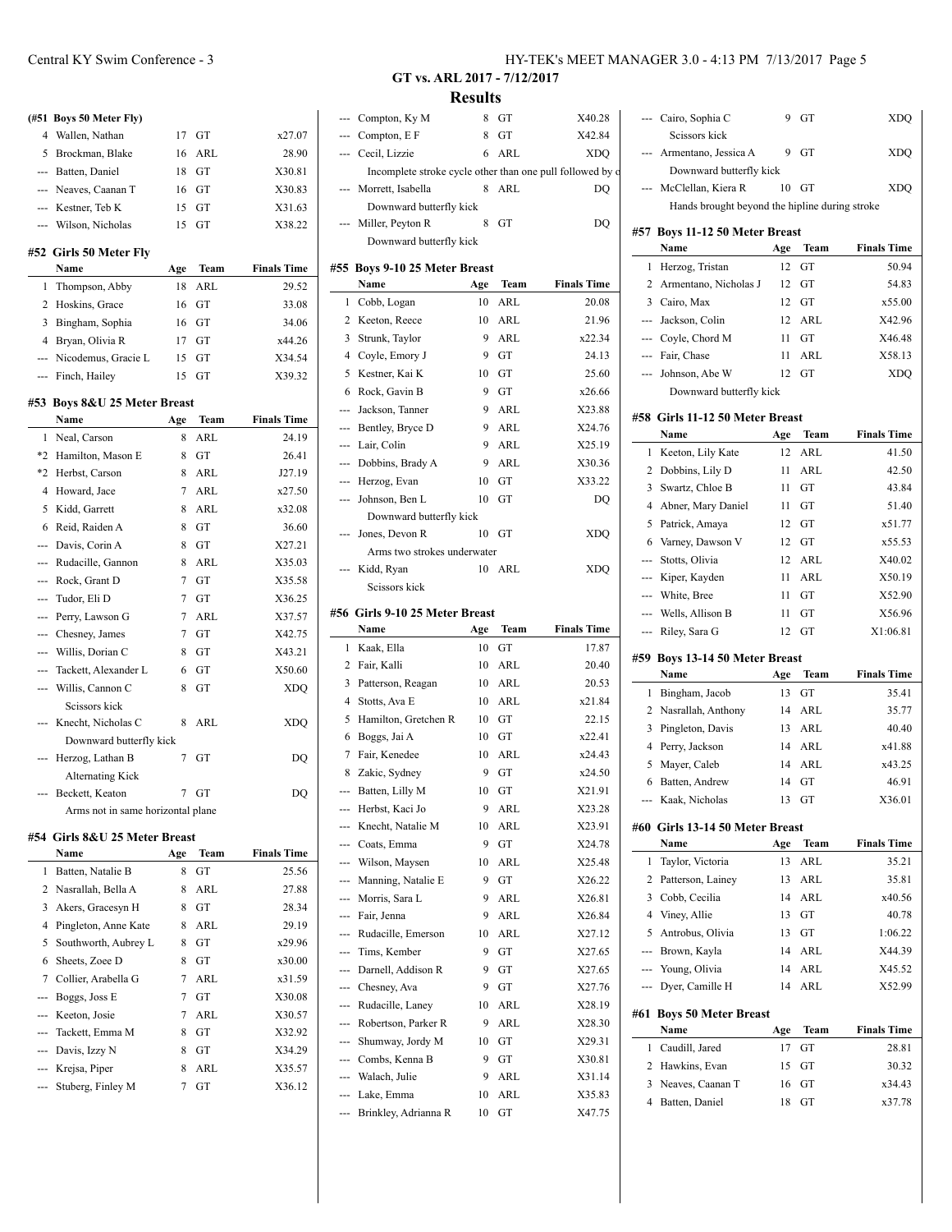## GT vs. ARL 2017 - 7/12/2017

### Results

**(#51 Boys 50 Meter Fly)**

| | Name | Age | Team | Finals Time |
|---|---|---|---|---|
| 4 | Wallen, Nathan | 17 | GT | x27.07 |
| 5 | Brockman, Blake | 16 | ARL | 28.90 |
| --- | Batten, Daniel | 18 | GT | X30.81 |
| --- | Neaves, Caanan T | 16 | GT | X30.83 |
| --- | Kestner, Teb K | 15 | GT | X31.63 |
| --- | Wilson, Nicholas | 15 | GT | X38.22 |

### #52 Girls 50 Meter Fly

| | Name | Age | Team | Finals Time |
|---|---|---|---|---|
| 1 | Thompson, Abby | 18 | ARL | 29.52 |
| 2 | Hoskins, Grace | 16 | GT | 33.08 |
| 3 | Bingham, Sophia | 16 | GT | 34.06 |
| 4 | Bryan, Olivia R | 17 | GT | x44.26 |
| --- | Nicodemus, Gracie L | 15 | GT | X34.54 |
| --- | Finch, Hailey | 15 | GT | X39.32 |

### #53 Boys 8&U 25 Meter Breast

| | Name | Age | Team | Finals Time |
|---|---|---|---|---|
| 1 | Neal, Carson | 8 | ARL | 24.19 |
| *2 | Hamilton, Mason E | 8 | GT | 26.41 |
| *2 | Herbst, Carson | 8 | ARL | J27.19 |
| 4 | Howard, Jace | 7 | ARL | x27.50 |
| 5 | Kidd, Garrett | 8 | ARL | x32.08 |
| 6 | Reid, Raiden A | 8 | GT | 36.60 |
| --- | Davis, Corin A | 8 | GT | X27.21 |
| --- | Rudacille, Gannon | 8 | ARL | X35.03 |
| --- | Rock, Grant D | 7 | GT | X35.58 |
| --- | Tudor, Eli D | 7 | GT | X36.25 |
| --- | Perry, Lawson G | 7 | ARL | X37.57 |
| --- | Chesney, James | 7 | GT | X42.75 |
| --- | Willis, Dorian C | 8 | GT | X43.21 |
| --- | Tackett, Alexander L | 6 | GT | X50.60 |
| --- | Willis, Cannon C | 8 | GT | XDQ |
| | Scissors kick | | | |
| --- | Knecht, Nicholas C | 8 | ARL | XDQ |
| | Downward butterfly kick | | | |
| --- | Herzog, Lathan B | 7 | GT | DQ |
| | Alternating Kick | | | |
| --- | Beckett, Keaton | 7 | GT | DQ |
| | Arms not in same horizontal plane | | | |

### #54 Girls 8&U 25 Meter Breast

| | Name | Age | Team | Finals Time |
|---|---|---|---|---|
| 1 | Batten, Natalie B | 8 | GT | 25.56 |
| 2 | Nasrallah, Bella A | 8 | ARL | 27.88 |
| 3 | Akers, Gracesyn H | 8 | GT | 28.34 |
| 4 | Pingleton, Anne Kate | 8 | ARL | 29.19 |
| 5 | Southworth, Aubrey L | 8 | GT | x29.96 |
| 6 | Sheets, Zoee D | 8 | GT | x30.00 |
| 7 | Collier, Arabella G | 7 | ARL | x31.59 |
| --- | Boggs, Joss E | 7 | GT | X30.08 |
| --- | Keeton, Josie | 7 | ARL | X30.57 |
| --- | Tackett, Emma M | 8 | GT | X32.92 |
| --- | Davis, Izzy N | 8 | GT | X34.29 |
| --- | Krejsa, Piper | 8 | ARL | X35.57 |
| --- | Stuberg, Finley M | 7 | GT | X36.12 |
| --- | Compton, Ky M | 8 | GT | X40.28 |
| --- | Compton, E F | 8 | GT | X42.84 |
| --- | Cecil, Lizzie | 6 | ARL | XDQ |
| | Incomplete stroke cycle other than one pull followed by o | | | |
| --- | Morrett, Isabella | 8 | ARL | DQ |
| | Downward butterfly kick | | | |
| --- | Miller, Peyton R | 8 | GT | DQ |
| | Downward butterfly kick | | | |

### #55 Boys 9-10 25 Meter Breast

| | Name | Age | Team | Finals Time |
|---|---|---|---|---|
| 1 | Cobb, Logan | 10 | ARL | 20.08 |
| 2 | Keeton, Reece | 10 | ARL | 21.96 |
| 3 | Strunk, Taylor | 9 | ARL | x22.34 |
| 4 | Coyle, Emory J | 9 | GT | 24.13 |
| 5 | Kestner, Kai K | 10 | GT | 25.60 |
| 6 | Rock, Gavin B | 9 | GT | x26.66 |
| --- | Jackson, Tanner | 9 | ARL | X23.88 |
| --- | Bentley, Bryce D | 9 | ARL | X24.76 |
| --- | Lair, Colin | 9 | ARL | X25.19 |
| --- | Dobbins, Brady A | 9 | ARL | X30.36 |
| --- | Herzog, Evan | 10 | GT | X33.22 |
| --- | Johnson, Ben L | 10 | GT | DQ |
| | Downward butterfly kick | | | |
| --- | Jones, Devon R | 10 | GT | XDQ |
| | Arms two strokes underwater | | | |
| --- | Kidd, Ryan | 10 | ARL | XDQ |
| | Scissors kick | | | |

### #56 Girls 9-10 25 Meter Breast

| | Name | Age | Team | Finals Time |
|---|---|---|---|---|
| 1 | Kaak, Ella | 10 | GT | 17.87 |
| 2 | Fair, Kalli | 10 | ARL | 20.40 |
| 3 | Patterson, Reagan | 10 | ARL | 20.53 |
| 4 | Stotts, Ava E | 10 | ARL | x21.84 |
| 5 | Hamilton, Gretchen R | 10 | GT | 22.15 |
| 6 | Boggs, Jai A | 10 | GT | x22.41 |
| 7 | Fair, Kenedee | 10 | ARL | x24.43 |
| 8 | Zakic, Sydney | 9 | GT | x24.50 |
| --- | Batten, Lilly M | 10 | GT | X21.91 |
| --- | Herbst, Kaci Jo | 9 | ARL | X23.28 |
| --- | Knecht, Natalie M | 10 | ARL | X23.91 |
| --- | Coats, Emma | 9 | GT | X24.78 |
| --- | Wilson, Maysen | 10 | ARL | X25.48 |
| --- | Manning, Natalie E | 9 | GT | X26.22 |
| --- | Morris, Sara L | 9 | ARL | X26.81 |
| --- | Fair, Jenna | 9 | ARL | X26.84 |
| --- | Rudacille, Emerson | 10 | ARL | X27.12 |
| --- | Tims, Kember | 9 | GT | X27.65 |
| --- | Darnell, Addison R | 9 | GT | X27.65 |
| --- | Chesney, Ava | 9 | GT | X27.76 |
| --- | Rudacille, Laney | 10 | ARL | X28.19 |
| --- | Robertson, Parker R | 9 | ARL | X28.30 |
| --- | Shumway, Jordy M | 10 | GT | X29.31 |
| --- | Combs, Kenna B | 9 | GT | X30.81 |
| --- | Walach, Julie | 9 | ARL | X31.14 |
| --- | Lake, Emma | 10 | ARL | X35.83 |
| --- | Brinkley, Adrianna R | 10 | GT | X47.75 |
| --- | Cairo, Sophia C | 9 | GT | XDQ |
| | Scissors kick | | | |
| --- | Armentano, Jessica A | 9 | GT | XDQ |
| | Downward butterfly kick | | | |
| --- | McClellan, Kiera R | 10 | GT | XDQ |
| | Hands brought beyond the hipline during stroke | | | |

### #57 Boys 11-12 50 Meter Breast

| | Name | Age | Team | Finals Time |
|---|---|---|---|---|
| 1 | Herzog, Tristan | 12 | GT | 50.94 |
| 2 | Armentano, Nicholas J | 12 | GT | 54.83 |
| 3 | Cairo, Max | 12 | GT | x55.00 |
| --- | Jackson, Colin | 12 | ARL | X42.96 |
| --- | Coyle, Chord M | 11 | GT | X46.48 |
| --- | Fair, Chase | 11 | ARL | X58.13 |
| --- | Johnson, Abe W | 12 | GT | XDQ |
| | Downward butterfly kick | | | |

### #58 Girls 11-12 50 Meter Breast

| | Name | Age | Team | Finals Time |
|---|---|---|---|---|
| 1 | Keeton, Lily Kate | 12 | ARL | 41.50 |
| 2 | Dobbins, Lily D | 11 | ARL | 42.50 |
| 3 | Swartz, Chloe B | 11 | GT | 43.84 |
| 4 | Abner, Mary Daniel | 11 | GT | 51.40 |
| 5 | Patrick, Amaya | 12 | GT | x51.77 |
| 6 | Varney, Dawson V | 12 | GT | x55.53 |
| --- | Stotts, Olivia | 12 | ARL | X40.02 |
| --- | Kiper, Kayden | 11 | ARL | X50.19 |
| --- | White, Bree | 11 | GT | X52.90 |
| --- | Wells, Allison B | 11 | GT | X56.96 |
| --- | Riley, Sara G | 12 | GT | X1:06.81 |

### #59 Boys 13-14 50 Meter Breast

| | Name | Age | Team | Finals Time |
|---|---|---|---|---|
| 1 | Bingham, Jacob | 13 | GT | 35.41 |
| 2 | Nasrallah, Anthony | 14 | ARL | 35.77 |
| 3 | Pingleton, Davis | 13 | ARL | 40.40 |
| 4 | Perry, Jackson | 14 | ARL | x41.88 |
| 5 | Mayer, Caleb | 14 | ARL | x43.25 |
| 6 | Batten, Andrew | 14 | GT | 46.91 |
| --- | Kaak, Nicholas | 13 | GT | X36.01 |

### #60 Girls 13-14 50 Meter Breast

| | Name | Age | Team | Finals Time |
|---|---|---|---|---|
| 1 | Taylor, Victoria | 13 | ARL | 35.21 |
| 2 | Patterson, Lainey | 13 | ARL | 35.81 |
| 3 | Cobb, Cecilia | 14 | ARL | x40.56 |
| 4 | Viney, Allie | 13 | GT | 40.78 |
| 5 | Antrobus, Olivia | 13 | GT | 1:06.22 |
| --- | Brown, Kayla | 14 | ARL | X44.39 |
| --- | Young, Olivia | 14 | ARL | X45.52 |
| --- | Dyer, Camille H | 14 | ARL | X52.99 |

### #61 Boys 50 Meter Breast

| | Name | Age | Team | Finals Time |
|---|---|---|---|---|
| 1 | Caudill, Jared | 17 | GT | 28.81 |
| 2 | Hawkins, Evan | 15 | GT | 30.32 |
| 3 | Neaves, Caanan T | 16 | GT | x34.43 |
| 4 | Batten, Daniel | 18 | GT | x37.78 |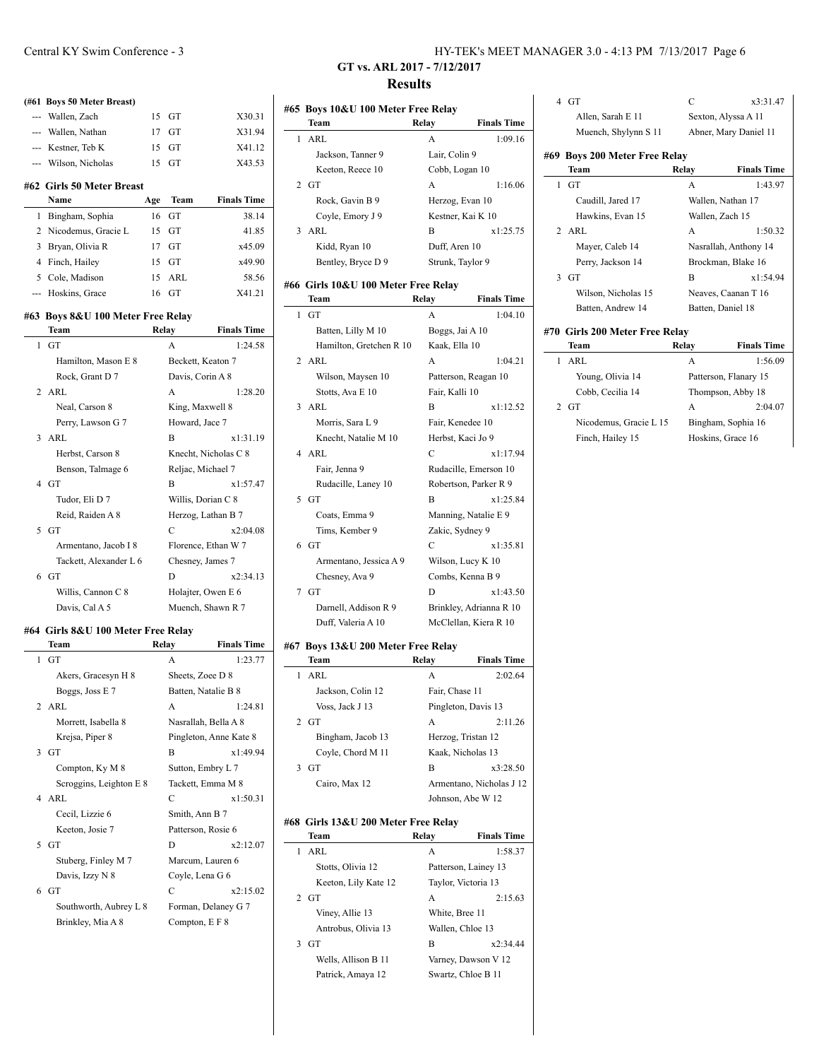## GT vs. ARL 2017 - 7/12/2017

## Results

### (#61 Boys 50 Meter Breast)

| | Name | Age | Team | Finals Time |
|---|---|---|---|---|
| --- | Wallen, Zach | 15 | GT | X30.31 |
| --- | Wallen, Nathan | 17 | GT | X31.94 |
| --- | Kestner, Teb K | 15 | GT | X41.12 |
| --- | Wilson, Nicholas | 15 | GT | X43.53 |

### #62 Girls 50 Meter Breast

| | Name | Age | Team | Finals Time |
|---|---|---|---|---|
| 1 | Bingham, Sophia | 16 | GT | 38.14 |
| 2 | Nicodemus, Gracie L | 15 | GT | 41.85 |
| 3 | Bryan, Olivia R | 17 | GT | x45.09 |
| 4 | Finch, Hailey | 15 | GT | x49.90 |
| 5 | Cole, Madison | 15 | ARL | 58.56 |
| --- | Hoskins, Grace | 16 | GT | X41.21 |

### #63 Boys 8&U 100 Meter Free Relay

| | Team | Relay | Finals Time |
|---|---|---|---|
| 1 | GT | A | 1:24.58 |
| | Hamilton, Mason E 8 | Beckett, Keaton 7 | |
| | Rock, Grant D 7 | Davis, Corin A 8 | |
| 2 | ARL | A | 1:28.20 |
| | Neal, Carson 8 | King, Maxwell 8 | |
| | Perry, Lawson G 7 | Howard, Jace 7 | |
| 3 | ARL | B | x1:31.19 |
| | Herbst, Carson 8 | Knecht, Nicholas C 8 | |
| | Benson, Talmage 6 | Reljac, Michael 7 | |
| 4 | GT | B | x1:57.47 |
| | Tudor, Eli D 7 | Willis, Dorian C 8 | |
| | Reid, Raiden A 8 | Herzog, Lathan B 7 | |
| 5 | GT | C | x2:04.08 |
| | Armentano, Jacob I 8 | Florence, Ethan W 7 | |
| | Tackett, Alexander L 6 | Chesney, James 7 | |
| 6 | GT | D | x2:34.13 |
| | Willis, Cannon C 8 | Holajter, Owen E 6 | |
| | Davis, Cal A 5 | Muench, Shawn R 7 | |

### #64 Girls 8&U 100 Meter Free Relay

| | Team | Relay | Finals Time |
|---|---|---|---|
| 1 | GT | A | 1:23.77 |
| | Akers, Gracesyn H 8 | Sheets, Zoee D 8 | |
| | Boggs, Joss E 7 | Batten, Natalie B 8 | |
| 2 | ARL | A | 1:24.81 |
| | Morrett, Isabella 8 | Nasrallah, Bella A 8 | |
| | Krejsa, Piper 8 | Pingleton, Anne Kate 8 | |
| 3 | GT | B | x1:49.94 |
| | Compton, Ky M 8 | Sutton, Embry L 7 | |
| | Scroggins, Leighton E 8 | Tackett, Emma M 8 | |
| 4 | ARL | C | x1:50.31 |
| | Cecil, Lizzie 6 | Smith, Ann B 7 | |
| | Keeton, Josie 7 | Patterson, Rosie 6 | |
| 5 | GT | D | x2:12.07 |
| | Stuberg, Finley M 7 | Marcum, Lauren 6 | |
| | Davis, Izzy N 8 | Coyle, Lena G 6 | |
| 6 | GT | C | x2:15.02 |
| | Southworth, Aubrey L 8 | Forman, Delaney G 7 | |
| | Brinkley, Mia A 8 | Compton, E F 8 | |

### #65 Boys 10&U 100 Meter Free Relay

| | Team | Relay | Finals Time |
|---|---|---|---|
| 1 | ARL | A | 1:09.16 |
| | Jackson, Tanner 9 | Lair, Colin 9 | |
| | Keeton, Reece 10 | Cobb, Logan 10 | |
| 2 | GT | A | 1:16.06 |
| | Rock, Gavin B 9 | Herzog, Evan 10 | |
| | Coyle, Emory J 9 | Kestner, Kai K 10 | |
| 3 | ARL | B | x1:25.75 |
| | Kidd, Ryan 10 | Duff, Aren 10 | |
| | Bentley, Bryce D 9 | Strunk, Taylor 9 | |

### #66 Girls 10&U 100 Meter Free Relay

| | Team | Relay | Finals Time |
|---|---|---|---|
| 1 | GT | A | 1:04.10 |
| | Batten, Lilly M 10 | Boggs, Jai A 10 | |
| | Hamilton, Gretchen R 10 | Kaak, Ella 10 | |
| 2 | ARL | A | 1:04.21 |
| | Wilson, Maysen 10 | Patterson, Reagan 10 | |
| | Stotts, Ava E 10 | Fair, Kalli 10 | |
| 3 | ARL | B | x1:12.52 |
| | Morris, Sara L 9 | Fair, Kenedee 10 | |
| | Knecht, Natalie M 10 | Herbst, Kaci Jo 9 | |
| 4 | ARL | C | x1:17.94 |
| | Fair, Jenna 9 | Rudacille, Emerson 10 | |
| | Rudacille, Laney 10 | Robertson, Parker R 9 | |
| 5 | GT | B | x1:25.84 |
| | Coats, Emma 9 | Manning, Natalie E 9 | |
| | Tims, Kember 9 | Zakic, Sydney 9 | |
| 6 | GT | C | x1:35.81 |
| | Armentano, Jessica A 9 | Wilson, Lucy K 10 | |
| | Chesney, Ava 9 | Combs, Kenna B 9 | |
| 7 | GT | D | x1:43.50 |
| | Darnell, Addison R 9 | Brinkley, Adrianna R 10 | |
| | Duff, Valeria A 10 | McClellan, Kiera R 10 | |

### #67 Boys 13&U 200 Meter Free Relay

| | Team | Relay | Finals Time |
|---|---|---|---|
| 1 | ARL | A | 2:02.64 |
| | Jackson, Colin 12 | Fair, Chase 11 | |
| | Voss, Jack J 13 | Pingleton, Davis 13 | |
| 2 | GT | A | 2:11.26 |
| | Bingham, Jacob 13 | Herzog, Tristan 12 | |
| | Coyle, Chord M 11 | Kaak, Nicholas 13 | |
| 3 | GT | B | x3:28.50 |
| | Cairo, Max 12 | Armentano, Nicholas J 12 | |
| | | Johnson, Abe W 12 | |

### #68 Girls 13&U 200 Meter Free Relay

| | Team | Relay | Finals Time |
|---|---|---|---|
| 1 | ARL | A | 1:58.37 |
| | Stotts, Olivia 12 | Patterson, Lainey 13 | |
| | Keeton, Lily Kate 12 | Taylor, Victoria 13 | |
| 2 | GT | A | 2:15.63 |
| | Viney, Allie 13 | White, Bree 11 | |
| | Antrobus, Olivia 13 | Wallen, Chloe 13 | |
| 3 | GT | B | x2:34.44 |
| | Wells, Allison B 11 | Varney, Dawson V 12 | |
| | Patrick, Amaya 12 | Swartz, Chloe B 11 | |
| 4 | GT | C | x3:31.47 |
| | Allen, Sarah E 11 | Sexton, Alyssa A 11 | |
| | Muench, Shylynn S 11 | Abner, Mary Daniel 11 | |

### #69 Boys 200 Meter Free Relay

| | Team | Relay | Finals Time |
|---|---|---|---|
| 1 | GT | A | 1:43.97 |
| | Caudill, Jared 17 | Wallen, Nathan 17 | |
| | Hawkins, Evan 15 | Wallen, Zach 15 | |
| 2 | ARL | A | 1:50.32 |
| | Mayer, Caleb 14 | Nasrallah, Anthony 14 | |
| | Perry, Jackson 14 | Brockman, Blake 16 | |
| 3 | GT | B | x1:54.94 |
| | Wilson, Nicholas 15 | Neaves, Caanan T 16 | |
| | Batten, Andrew 14 | Batten, Daniel 18 | |

### #70 Girls 200 Meter Free Relay

| | Team | Relay | Finals Time |
|---|---|---|---|
| 1 | ARL | A | 1:56.09 |
| | Young, Olivia 14 | Patterson, Flanary 15 | |
| | Cobb, Cecilia 14 | Thompson, Abby 18 | |
| 2 | GT | A | 2:04.07 |
| | Nicodemus, Gracie L 15 | Bingham, Sophia 16 | |
| | Finch, Hailey 15 | Hoskins, Grace 16 | |